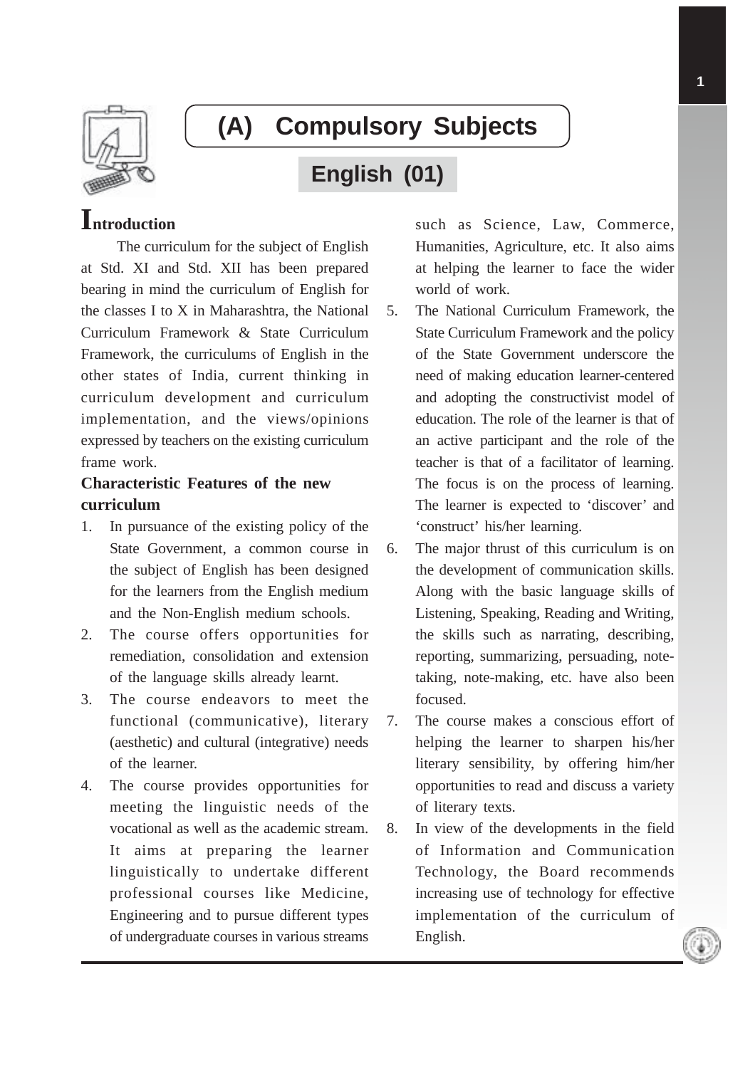# (A) Compulsory Subjects

## English (01)

### Introduction

The curriculum for the subject of English at Std. XI and Std. XII has been prepared bearing in mind the curriculum of English for the classes I to X in Maharashtra, the National Curriculum Framework & State Curriculum Framework, the curriculums of English in the other states of India, current thinking in curriculum development and curriculum implementation, and the views/opinions expressed by teachers on the existing curriculum frame work.

### Characteristic Features of the new curriculum

1. In pursuance of the existing policy of the State Government, a common course in the subject of English has been designed for the learners from the English medium and the Non-English medium schools.
2. The course offers opportunities for remediation, consolidation and extension of the language skills already learnt.
3. The course endeavors to meet the functional (communicative), literary (aesthetic) and cultural (integrative) needs of the learner.
4. The course provides opportunities for meeting the linguistic needs of the vocational as well as the academic stream. It aims at preparing the learner linguistically to undertake different professional courses like Medicine, Engineering and to pursue different types of undergraduate courses in various streams such as Science, Law, Commerce, Humanities, Agriculture, etc. It also aims at helping the learner to face the wider world of work.
5. The National Curriculum Framework, the State Curriculum Framework and the policy of the State Government underscore the need of making education learner-centered and adopting the constructivist model of education. The role of the learner is that of an active participant and the role of the teacher is that of a facilitator of learning. The focus is on the process of learning. The learner is expected to 'discover' and 'construct' his/her learning.
6. The major thrust of this curriculum is on the development of communication skills. Along with the basic language skills of Listening, Speaking, Reading and Writing, the skills such as narrating, describing, reporting, summarizing, persuading, note-taking, note-making, etc. have also been focused.
7. The course makes a conscious effort of helping the learner to sharpen his/her literary sensibility, by offering him/her opportunities to read and discuss a variety of literary texts.
8. In view of the developments in the field of Information and Communication Technology, the Board recommends increasing use of technology for effective implementation of the curriculum of English.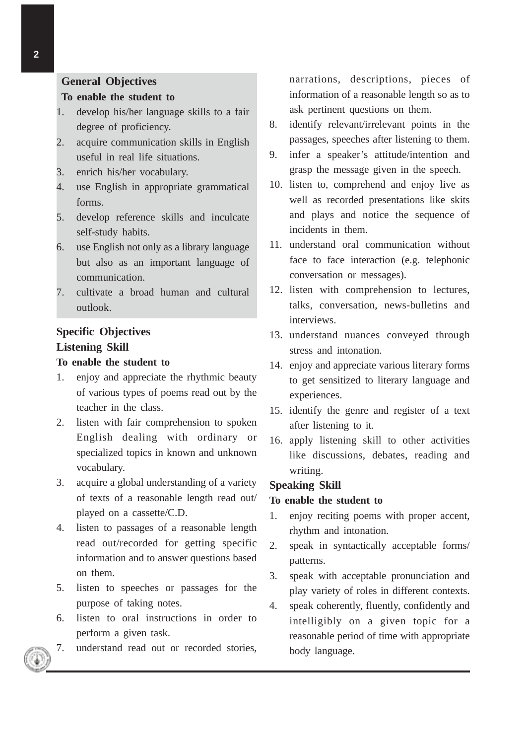## General Objectives

**To enable the student to**

1. develop his/her language skills to a fair degree of proficiency.
2. acquire communication skills in English useful in real life situations.
3. enrich his/her vocabulary.
4. use English in appropriate grammatical forms.
5. develop reference skills and inculcate self-study habits.
6. use English not only as a library language but also as an important language of communication.
7. cultivate a broad human and cultural outlook.

## Specific Objectives

### Listening Skill

**To enable the student to**

1. enjoy and appreciate the rhythmic beauty of various types of poems read out by the teacher in the class.
2. listen with fair comprehension to spoken English dealing with ordinary or specialized topics in known and unknown vocabulary.
3. acquire a global understanding of a variety of texts of a reasonable length read out/ played on a cassette/C.D.
4. listen to passages of a reasonable length read out/recorded for getting specific information and to answer questions based on them.
5. listen to speeches or passages for the purpose of taking notes.
6. listen to oral instructions in order to perform a given task.
7. understand read out or recorded stories, narrations, descriptions, pieces of information of a reasonable length so as to ask pertinent questions on them.
8. identify relevant/irrelevant points in the passages, speeches after listening to them.
9. infer a speaker's attitude/intention and grasp the message given in the speech.
10. listen to, comprehend and enjoy live as well as recorded presentations like skits and plays and notice the sequence of incidents in them.
11. understand oral communication without face to face interaction (e.g. telephonic conversation or messages).
12. listen with comprehension to lectures, talks, conversation, news-bulletins and interviews.
13. understand nuances conveyed through stress and intonation.
14. enjoy and appreciate various literary forms to get sensitized to literary language and experiences.
15. identify the genre and register of a text after listening to it.
16. apply listening skill to other activities like discussions, debates, reading and writing.

### Speaking Skill

**To enable the student to**

1. enjoy reciting poems with proper accent, rhythm and intonation.
2. speak in syntactically acceptable forms/ patterns.
3. speak with acceptable pronunciation and play variety of roles in different contexts.
4. speak coherently, fluently, confidently and intelligibly on a given topic for a reasonable period of time with appropriate body language.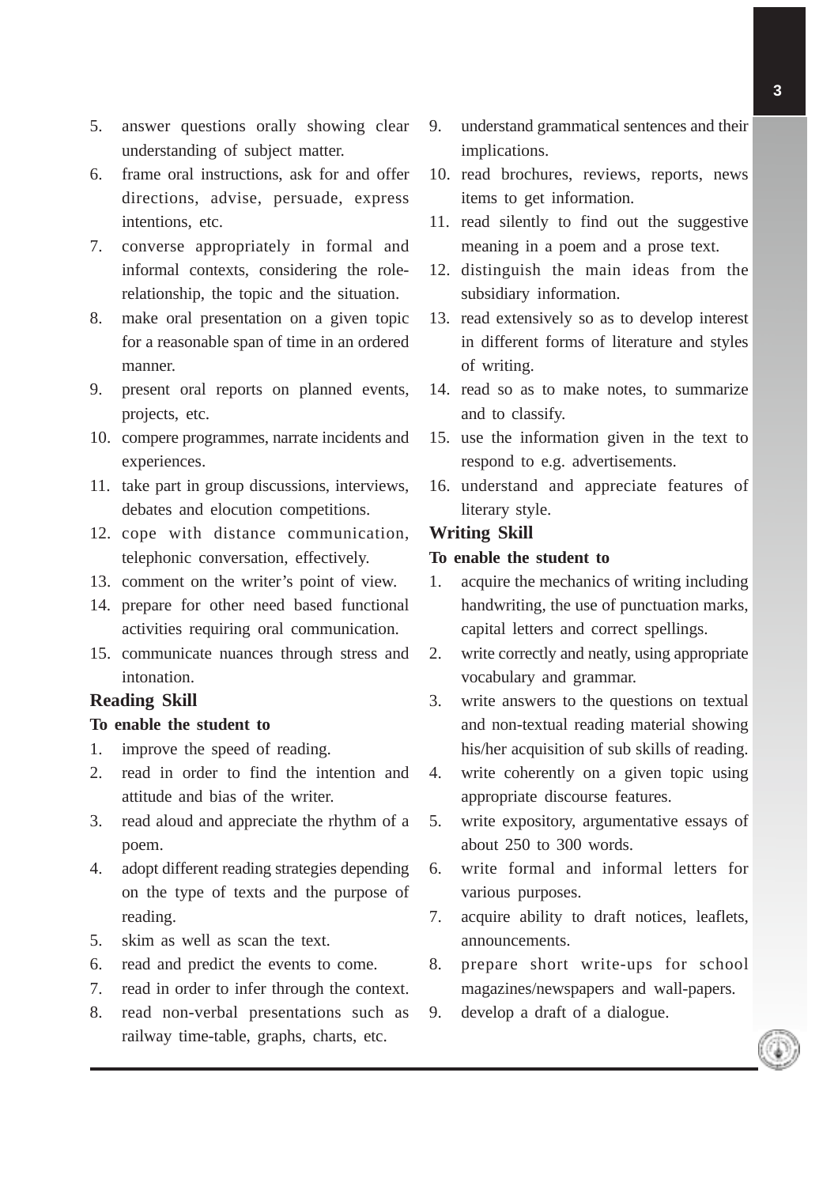5. answer questions orally showing clear understanding of subject matter.
6. frame oral instructions, ask for and offer directions, advise, persuade, express intentions, etc.
7. converse appropriately in formal and informal contexts, considering the role-relationship, the topic and the situation.
8. make oral presentation on a given topic for a reasonable span of time in an ordered manner.
9. present oral reports on planned events, projects, etc.
10. compere programmes, narrate incidents and experiences.
11. take part in group discussions, interviews, debates and elocution competitions.
12. cope with distance communication, telephonic conversation, effectively.
13. comment on the writer's point of view.
14. prepare for other need based functional activities requiring oral communication.
15. communicate nuances through stress and intonation.

**Reading Skill**

**To enable the student to**

1. improve the speed of reading.
2. read in order to find the intention and attitude and bias of the writer.
3. read aloud and appreciate the rhythm of a poem.
4. adopt different reading strategies depending on the type of texts and the purpose of reading.
5. skim as well as scan the text.
6. read and predict the events to come.
7. read in order to infer through the context.
8. read non-verbal presentations such as railway time-table, graphs, charts, etc.
9. understand grammatical sentences and their implications.
10. read brochures, reviews, reports, news items to get information.
11. read silently to find out the suggestive meaning in a poem and a prose text.
12. distinguish the main ideas from the subsidiary information.
13. read extensively so as to develop interest in different forms of literature and styles of writing.
14. read so as to make notes, to summarize and to classify.
15. use the information given in the text to respond to e.g. advertisements.
16. understand and appreciate features of literary style.

**Writing Skill**

**To enable the student to**

1. acquire the mechanics of writing including handwriting, the use of punctuation marks, capital letters and correct spellings.
2. write correctly and neatly, using appropriate vocabulary and grammar.
3. write answers to the questions on textual and non-textual reading material showing his/her acquisition of sub skills of reading.
4. write coherently on a given topic using appropriate discourse features.
5. write expository, argumentative essays of about 250 to 300 words.
6. write formal and informal letters for various purposes.
7. acquire ability to draft notices, leaflets, announcements.
8. prepare short write-ups for school magazines/newspapers and wall-papers.
9. develop a draft of a dialogue.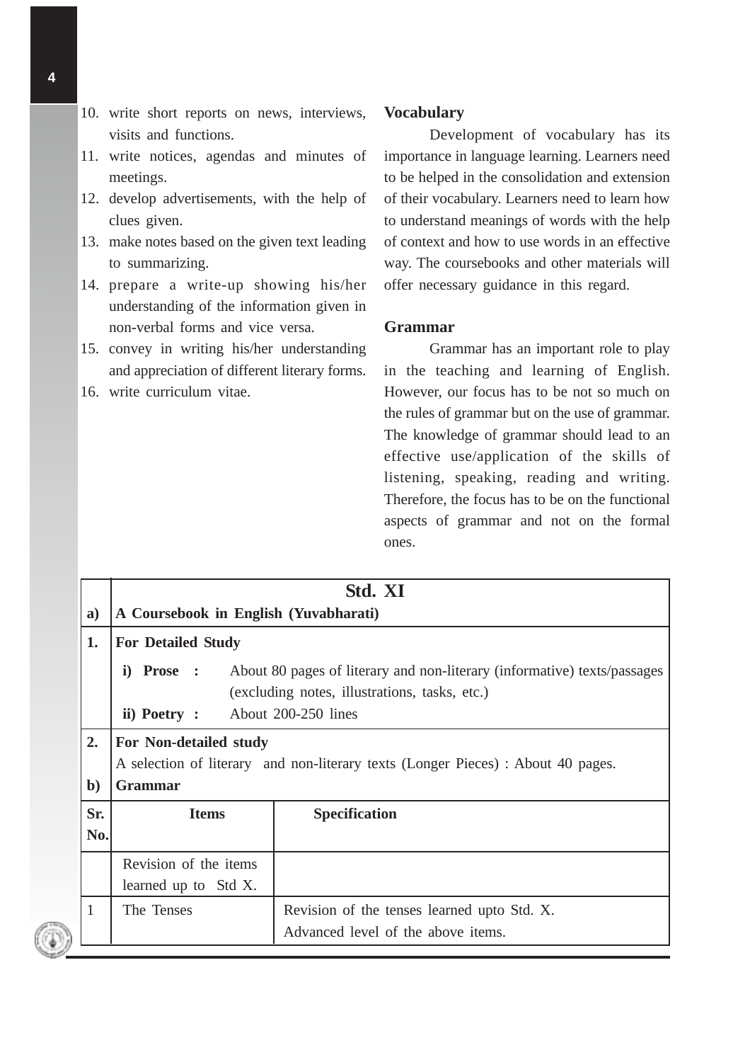10. write short reports on news, interviews, visits and functions.
11. write notices, agendas and minutes of meetings.
12. develop advertisements, with the help of clues given.
13. make notes based on the given text leading to summarizing.
14. prepare a write-up showing his/her understanding of the information given in non-verbal forms and vice versa.
15. convey in writing his/her understanding and appreciation of different literary forms.
16. write curriculum vitae.

**Vocabulary**

Development of vocabulary has its importance in language learning. Learners need to be helped in the consolidation and extension of their vocabulary. Learners need to learn how to understand meanings of words with the help of context and how to use words in an effective way. The coursebooks and other materials will offer necessary guidance in this regard.

**Grammar**

Grammar has an important role to play in the teaching and learning of English. However, our focus has to be not so much on the rules of grammar but on the use of grammar. The knowledge of grammar should lead to an effective use/application of the skills of listening, speaking, reading and writing. Therefore, the focus has to be on the functional aspects of grammar and not on the formal ones.

| | **Std. XI** | |
|---|---|---|
| **a)** | **A Coursebook in English (Yuvabharati)** | |
| **1.** | **For Detailed Study**<br>**i) Prose :** About 80 pages of literary and non-literary (informative) texts/passages (excluding notes, illustrations, tasks, etc.)<br>**ii) Poetry :** About 200-250 lines | |
| **2.** | **For Non-detailed study**<br>A selection of literary and non-literary texts (Longer Pieces) : About 40 pages. | |
| **b)** | **Grammar** | |
| **Sr. No.** | **Items** | **Specification** |
| | Revision of the items learned up to Std X. | |
| 1 | The Tenses | Revision of the tenses learned upto Std. X.<br>Advanced level of the above items. |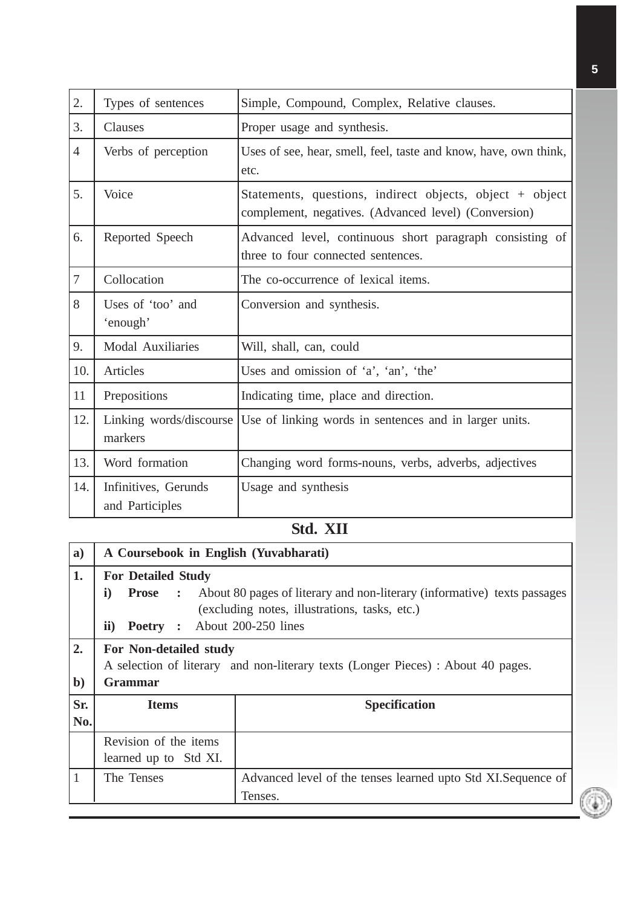| | | |
|---|---|---|
| 2. | Types of sentences | Simple, Compound, Complex, Relative clauses. |
| 3. | Clauses | Proper usage and synthesis. |
| 4 | Verbs of perception | Uses of see, hear, smell, feel, taste and know, have, own think, etc. |
| 5. | Voice | Statements, questions, indirect objects, object + object complement, negatives. (Advanced level) (Conversion) |
| 6. | Reported Speech | Advanced level, continuous short paragraph consisting of three to four connected sentences. |
| 7 | Collocation | The co-occurrence of lexical items. |
| 8 | Uses of 'too' and 'enough' | Conversion and synthesis. |
| 9. | Modal Auxiliaries | Will, shall, can, could |
| 10. | Articles | Uses and omission of 'a', 'an', 'the' |
| 11 | Prepositions | Indicating time, place and direction. |
| 12. | Linking words/discourse markers | Use of linking words in sentences and in larger units. |
| 13. | Word formation | Changing word forms-nouns, verbs, adverbs, adjectives |
| 14. | Infinitives, Gerunds and Participles | Usage and synthesis |

## Std. XII

**a)** **A Coursebook in English (Yuvabharati)**

**1.** **For Detailed Study**

- **i) Prose :** About 80 pages of literary and non-literary (informative) texts passages (excluding notes, illustrations, tasks, etc.)
- **ii) Poetry :** About 200-250 lines

**2.** **For Non-detailed study**

A selection of literary and non-literary texts (Longer Pieces) : About 40 pages.

**b)** **Grammar**

| Sr. No. | Items | Specification |
|---|---|---|
| | Revision of the items learned up to Std XI. | |
| 1 | The Tenses | Advanced level of the tenses learned upto Std XI.Sequence of Tenses. |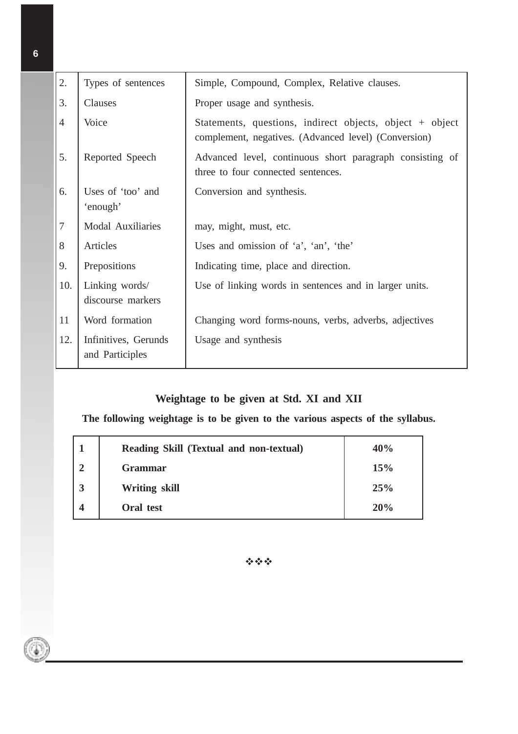| | | |
|---|---|---|
| 2. | Types of sentences | Simple, Compound, Complex, Relative clauses. |
| 3. | Clauses | Proper usage and synthesis. |
| 4 | Voice | Statements, questions, indirect objects, object + object complement, negatives. (Advanced level) (Conversion) |
| 5. | Reported Speech | Advanced level, continuous short paragraph consisting of three to four connected sentences. |
| 6. | Uses of 'too' and 'enough' | Conversion and synthesis. |
| 7 | Modal Auxiliaries | may, might, must, etc. |
| 8 | Articles | Uses and omission of 'a', 'an', 'the' |
| 9. | Prepositions | Indicating time, place and direction. |
| 10. | Linking words/ discourse markers | Use of linking words in sentences and in larger units. |
| 11 | Word formation | Changing word forms-nouns, verbs, adverbs, adjectives |
| 12. | Infinitives, Gerunds and Participles | Usage and synthesis |

**Weightage to be given at Std. XI and XII**

**The following weightage is to be given to the various aspects of the syllabus.**

| | | |
|---|---|---|
| **1** | **Reading Skill (Textual and non-textual)** | **40%** |
| **2** | **Grammar** | **15%** |
| **3** | **Writing skill** | **25%** |
| **4** | **Oral test** | **20%** |

❖❖❖